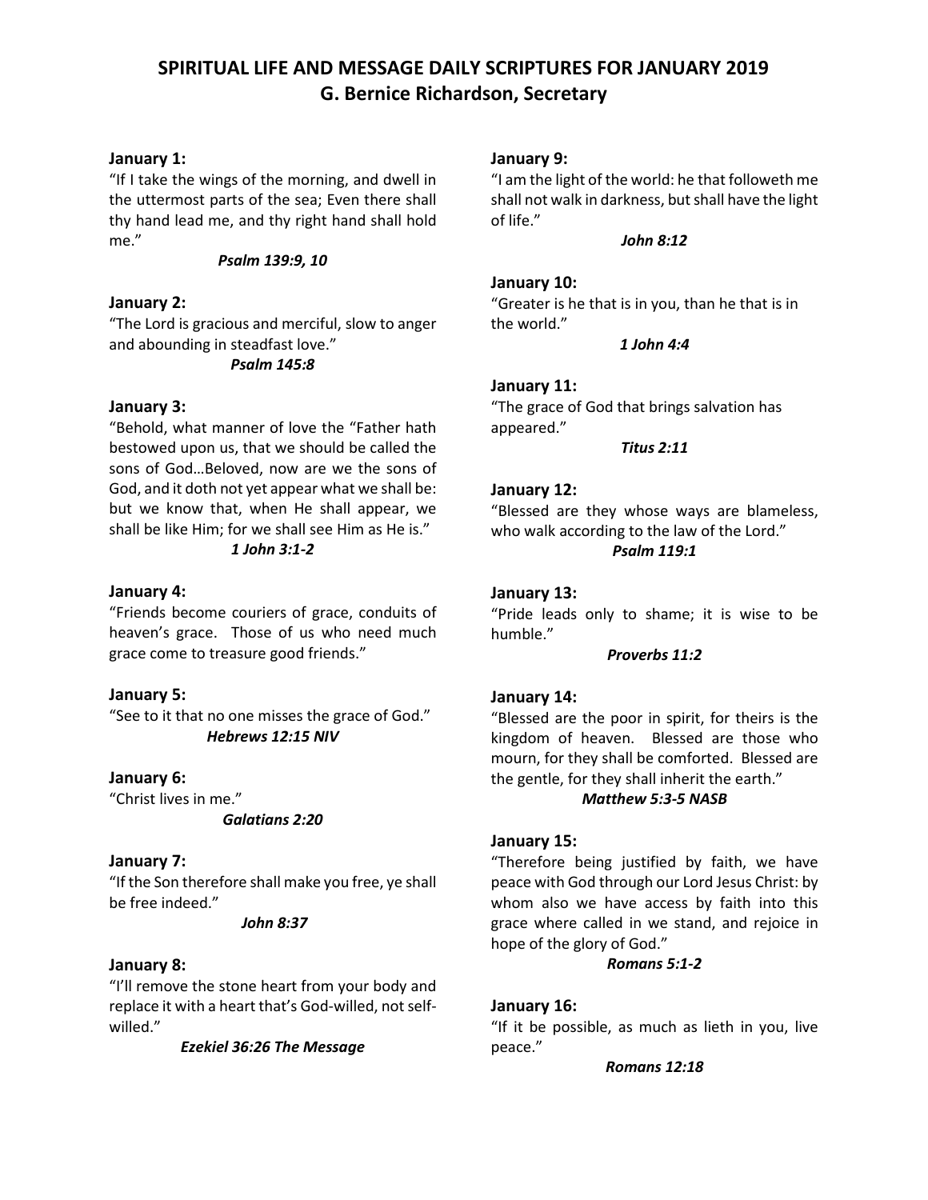# SPIRITUAL LIFE AND MESSAGE DAILY SCRIPTURES FOR JANUARY 2019
## G. Bernice Richardson, Secretary

**January 1:**
"If I take the wings of the morning, and dwell in the uttermost parts of the sea; Even there shall thy hand lead me, and thy right hand shall hold me."

***Psalm 139:9, 10***

**January 2:**
"The Lord is gracious and merciful, slow to anger and abounding in steadfast love."

***Psalm 145:8***

**January 3:**
"Behold, what manner of love the "Father hath bestowed upon us, that we should be called the sons of God…Beloved, now are we the sons of God, and it doth not yet appear what we shall be: but we know that, when He shall appear, we shall be like Him; for we shall see Him as He is."

***1 John 3:1-2***

**January 4:**
"Friends become couriers of grace, conduits of heaven's grace. Those of us who need much grace come to treasure good friends."

**January 5:**
"See to it that no one misses the grace of God."

***Hebrews 12:15 NIV***

**January 6:**
"Christ lives in me."

***Galatians 2:20***

**January 7:**
"If the Son therefore shall make you free, ye shall be free indeed."

***John 8:37***

**January 8:**
"I'll remove the stone heart from your body and replace it with a heart that's God-willed, not self-willed."

***Ezekiel 36:26 The Message***

**January 9:**
"I am the light of the world: he that followeth me shall not walk in darkness, but shall have the light of life."

***John 8:12***

**January 10:**
"Greater is he that is in you, than he that is in the world."

***1 John 4:4***

**January 11:**
"The grace of God that brings salvation has appeared."

***Titus 2:11***

**January 12:**
"Blessed are they whose ways are blameless, who walk according to the law of the Lord."

***Psalm 119:1***

**January 13:**
"Pride leads only to shame; it is wise to be humble."

***Proverbs 11:2***

**January 14:**
"Blessed are the poor in spirit, for theirs is the kingdom of heaven. Blessed are those who mourn, for they shall be comforted. Blessed are the gentle, for they shall inherit the earth."

***Matthew 5:3-5 NASB***

**January 15:**
"Therefore being justified by faith, we have peace with God through our Lord Jesus Christ: by whom also we have access by faith into this grace where called in we stand, and rejoice in hope of the glory of God."

***Romans 5:1-2***

**January 16:**
"If it be possible, as much as lieth in you, live peace."

***Romans 12:18***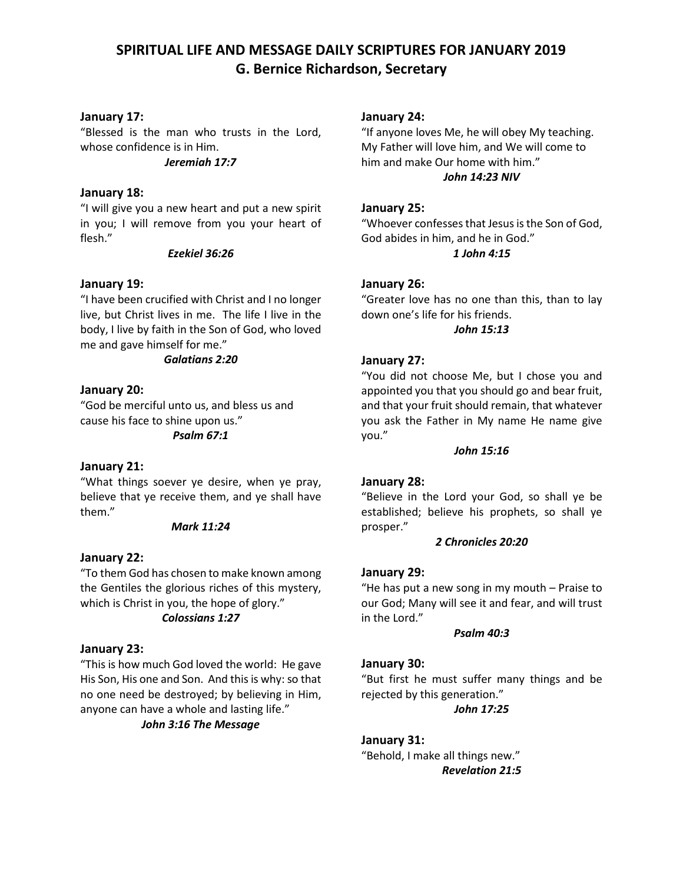# SPIRITUAL LIFE AND MESSAGE DAILY SCRIPTURES FOR JANUARY 2019
## G. Bernice Richardson, Secretary

**January 17:**
"Blessed is the man who trusts in the Lord, whose confidence is in Him.

***Jeremiah 17:7***

**January 18:**
"I will give you a new heart and put a new spirit in you; I will remove from you your heart of flesh."

***Ezekiel 36:26***

**January 19:**
"I have been crucified with Christ and I no longer live, but Christ lives in me. The life I live in the body, I live by faith in the Son of God, who loved me and gave himself for me."

***Galatians 2:20***

**January 20:**
"God be merciful unto us, and bless us and cause his face to shine upon us."

***Psalm 67:1***

**January 21:**
"What things soever ye desire, when ye pray, believe that ye receive them, and ye shall have them."

***Mark 11:24***

**January 22:**
"To them God has chosen to make known among the Gentiles the glorious riches of this mystery, which is Christ in you, the hope of glory."

***Colossians 1:27***

**January 23:**
"This is how much God loved the world: He gave His Son, His one and Son. And this is why: so that no one need be destroyed; by believing in Him, anyone can have a whole and lasting life."

***John 3:16 The Message***

**January 24:**
"If anyone loves Me, he will obey My teaching. My Father will love him, and We will come to him and make Our home with him."

***John 14:23 NIV***

**January 25:**
"Whoever confesses that Jesus is the Son of God, God abides in him, and he in God."

***1 John 4:15***

**January 26:**
"Greater love has no one than this, than to lay down one's life for his friends.

***John 15:13***

**January 27:**
"You did not choose Me, but I chose you and appointed you that you should go and bear fruit, and that your fruit should remain, that whatever you ask the Father in My name He name give you."

***John 15:16***

**January 28:**
"Believe in the Lord your God, so shall ye be established; believe his prophets, so shall ye prosper."

***2 Chronicles 20:20***

**January 29:**
"He has put a new song in my mouth – Praise to our God; Many will see it and fear, and will trust in the Lord."

***Psalm 40:3***

**January 30:**
"But first he must suffer many things and be rejected by this generation."

***John 17:25***

**January 31:**
"Behold, I make all things new."

***Revelation 21:5***